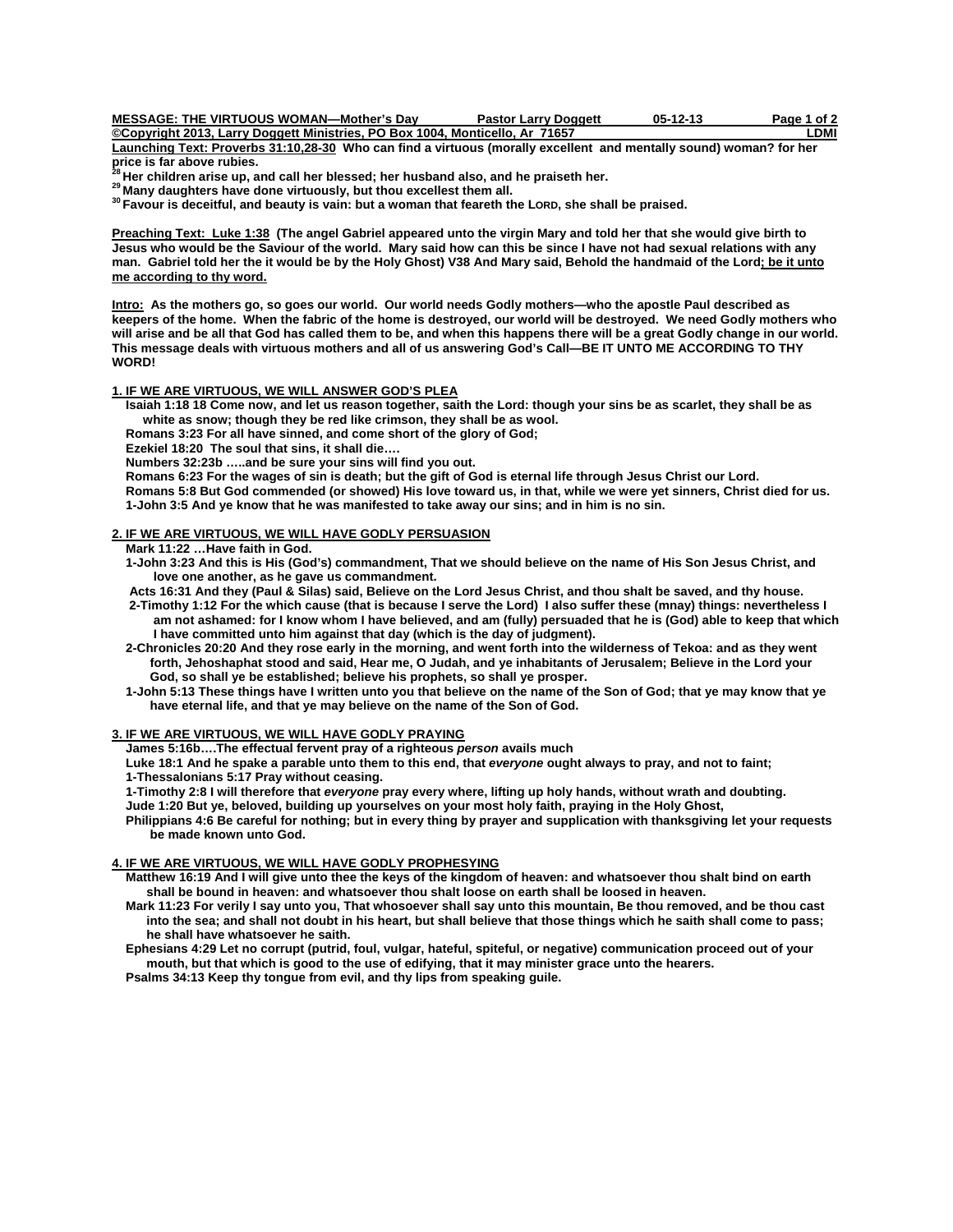**MESSAGE: THE VIRTUOUS WOMAN—Mother's Day Pastor Larry Doggett 05-12-13**

**©Copyright 2013, Larry Doggett Ministries, PO Box 1004, Monticello, Ar 71657 LDMI**

**Launching Text: Proverbs 31:10,28-30 Who can find a virtuous (morally excellent and mentally sound) woman? for her price is far above rubies.**

**28 Her children arise up, and call her blessed; her husband also, and he praiseth her.**

**29 Many daughters have done virtuously, but thou excellest them all.**

**30 Favour is deceitful, and beauty is vain: but a woman that feareth the LORD, she shall be praised.**

**Preaching Text: Luke 1:38 (The angel Gabriel appeared unto the virgin Mary and told her that she would give birth to Jesus who would be the Saviour of the world. Mary said how can this be since I have not had sexual relations with any man. Gabriel told her the it would be by the Holy Ghost) V38 And Mary said, Behold the handmaid of the Lord; be it unto me according to thy word.**

**Intro: As the mothers go, so goes our world. Our world needs Godly mothers—who the apostle Paul described as keepers of the home. When the fabric of the home is destroyed, our world will be destroyed. We need Godly mothers who will arise and be all that God has called them to be, and when this happens there will be a great Godly change in our world. This message deals with virtuous mothers and all of us answering God's Call—BE IT UNTO ME ACCORDING TO THY WORD!**

## 1. IF WE ARE VIRTUOUS, WE WILL ANSWER GOD'S PLEA

**Isaiah 1:18 18 Come now, and let us reason together, saith the Lord: though your sins be as scarlet, they shall be as white as snow; though they be red like crimson, they shall be as wool.**

**Romans 3:23 For all have sinned, and come short of the glory of God;**

**Ezekiel 18:20 The soul that sins, it shall die….**

**Numbers 32:23b …..and be sure your sins will find you out.**

**Romans 6:23 For the wages of sin is death; but the gift of God is eternal life through Jesus Christ our Lord.**

**Romans 5:8 But God commended (or showed) His love toward us, in that, while we were yet sinners, Christ died for us.**

**1-John 3:5 And ye know that he was manifested to take away our sins; and in him is no sin.**

## 2. IF WE ARE VIRTUOUS, WE WILL HAVE GODLY PERSUASION

**Mark 11:22 …Have faith in God.**

**1-John 3:23 And this is His (God's) commandment, That we should believe on the name of His Son Jesus Christ, and love one another, as he gave us commandment.**

**Acts 16:31 And they (Paul & Silas) said, Believe on the Lord Jesus Christ, and thou shalt be saved, and thy house.**

**2-Timothy 1:12 For the which cause (that is because I serve the Lord) I also suffer these (mnay) things: nevertheless I am not ashamed: for I know whom I have believed, and am (fully) persuaded that he is (God) able to keep that which I have committed unto him against that day (which is the day of judgment).**

**2-Chronicles 20:20 And they rose early in the morning, and went forth into the wilderness of Tekoa: and as they went forth, Jehoshaphat stood and said, Hear me, O Judah, and ye inhabitants of Jerusalem; Believe in the Lord your God, so shall ye be established; believe his prophets, so shall ye prosper.**

**1-John 5:13 These things have I written unto you that believe on the name of the Son of God; that ye may know that ye have eternal life, and that ye may believe on the name of the Son of God.**

## 3. IF WE ARE VIRTUOUS, WE WILL HAVE GODLY PRAYING

**James 5:16b….The effectual fervent pray of a righteous *person* avails much**

**Luke 18:1 And he spake a parable unto them to this end, that *everyone* ought always to pray, and not to faint;**

**1-Thessalonians 5:17 Pray without ceasing.**

**1-Timothy 2:8 I will therefore that *everyone* pray every where, lifting up holy hands, without wrath and doubting.**

**Jude 1:20 But ye, beloved, building up yourselves on your most holy faith, praying in the Holy Ghost,**

**Philippians 4:6 Be careful for nothing; but in every thing by prayer and supplication with thanksgiving let your requests be made known unto God.**

## 4. IF WE ARE VIRTUOUS, WE WILL HAVE GODLY PROPHESYING

**Matthew 16:19 And I will give unto thee the keys of the kingdom of heaven: and whatsoever thou shalt bind on earth shall be bound in heaven: and whatsoever thou shalt loose on earth shall be loosed in heaven.**

**Mark 11:23 For verily I say unto you, That whosoever shall say unto this mountain, Be thou removed, and be thou cast into the sea; and shall not doubt in his heart, but shall believe that those things which he saith shall come to pass; he shall have whatsoever he saith.**

**Ephesians 4:29 Let no corrupt (putrid, foul, vulgar, hateful, spiteful, or negative) communication proceed out of your mouth, but that which is good to the use of edifying, that it may minister grace unto the hearers.**

**Psalms 34:13 Keep thy tongue from evil, and thy lips from speaking guile.**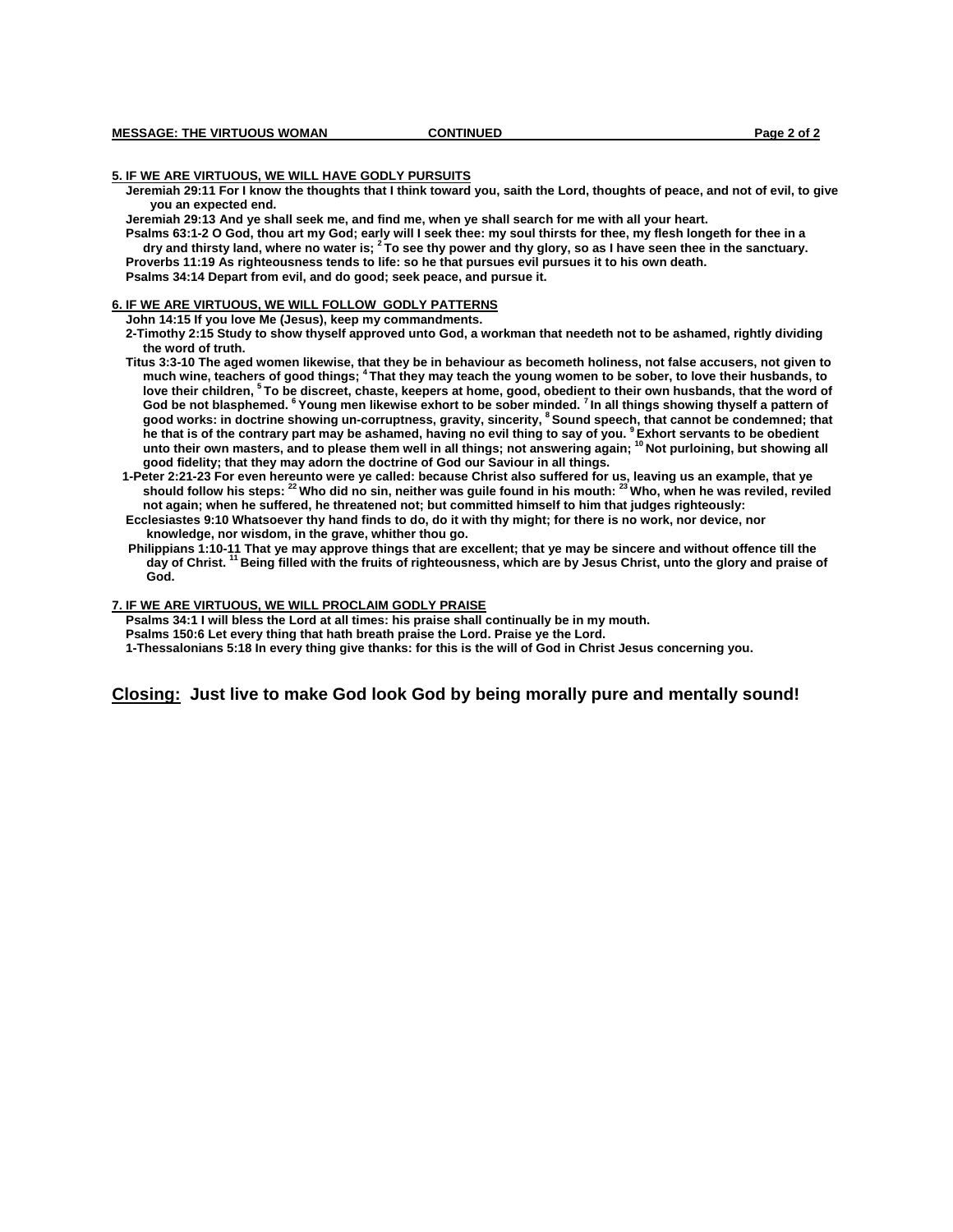**5. IF WE ARE VIRTUOUS, WE WILL HAVE GODLY PURSUITS**

**Jeremiah 29:11 For I know the thoughts that I think toward you, saith the Lord, thoughts of peace, and not of evil, to give you an expected end.**

**Jeremiah 29:13 And ye shall seek me, and find me, when ye shall search for me with all your heart.**

**Psalms 63:1-2 O God, thou art my God; early will I seek thee: my soul thirsts for thee, my flesh longeth for thee in a dry and thirsty land, where no water is; [2] To see thy power and thy glory, so as I have seen thee in the sanctuary.**

**Proverbs 11:19 As righteousness tends to life: so he that pursues evil pursues it to his own death.**

**Psalms 34:14 Depart from evil, and do good; seek peace, and pursue it.**

**6. IF WE ARE VIRTUOUS, WE WILL FOLLOW GODLY PATTERNS**

**John 14:15 If you love Me (Jesus), keep my commandments.**

**2-Timothy 2:15 Study to show thyself approved unto God, a workman that needeth not to be ashamed, rightly dividing the word of truth.**

**Titus 3:3-10 The aged women likewise, that they be in behaviour as becometh holiness, not false accusers, not given to much wine, teachers of good things; [4] That they may teach the young women to be sober, to love their husbands, to love their children, [5] To be discreet, chaste, keepers at home, good, obedient to their own husbands, that the word of God be not blasphemed. [6] Young men likewise exhort to be sober minded. [7] In all things showing thyself a pattern of good works: in doctrine showing un-corruptness, gravity, sincerity, [8] Sound speech, that cannot be condemned; that he that is of the contrary part may be ashamed, having no evil thing to say of you. [9] Exhort servants to be obedient unto their own masters, and to please them well in all things; not answering again; [10] Not purloining, but showing all good fidelity; that they may adorn the doctrine of God our Saviour in all things.**

**1-Peter 2:21-23 For even hereunto were ye called: because Christ also suffered for us, leaving us an example, that ye should follow his steps: [22] Who did no sin, neither was guile found in his mouth: [23] Who, when he was reviled, reviled not again; when he suffered, he threatened not; but committed himself to him that judges righteously:**

**Ecclesiastes 9:10 Whatsoever thy hand finds to do, do it with thy might; for there is no work, nor device, nor knowledge, nor wisdom, in the grave, whither thou go.**

**Philippians 1:10-11 That ye may approve things that are excellent; that ye may be sincere and without offence till the day of Christ. [11] Being filled with the fruits of righteousness, which are by Jesus Christ, unto the glory and praise of God.**

**7. IF WE ARE VIRTUOUS, WE WILL PROCLAIM GODLY PRAISE**

**Psalms 34:1 I will bless the Lord at all times: his praise shall continually be in my mouth.**

**Psalms 150:6 Let every thing that hath breath praise the Lord. Praise ye the Lord.**

**1-Thessalonians 5:18 In every thing give thanks: for this is the will of God in Christ Jesus concerning you.**

**Closing: Just live to make God look God by being morally pure and mentally sound!**